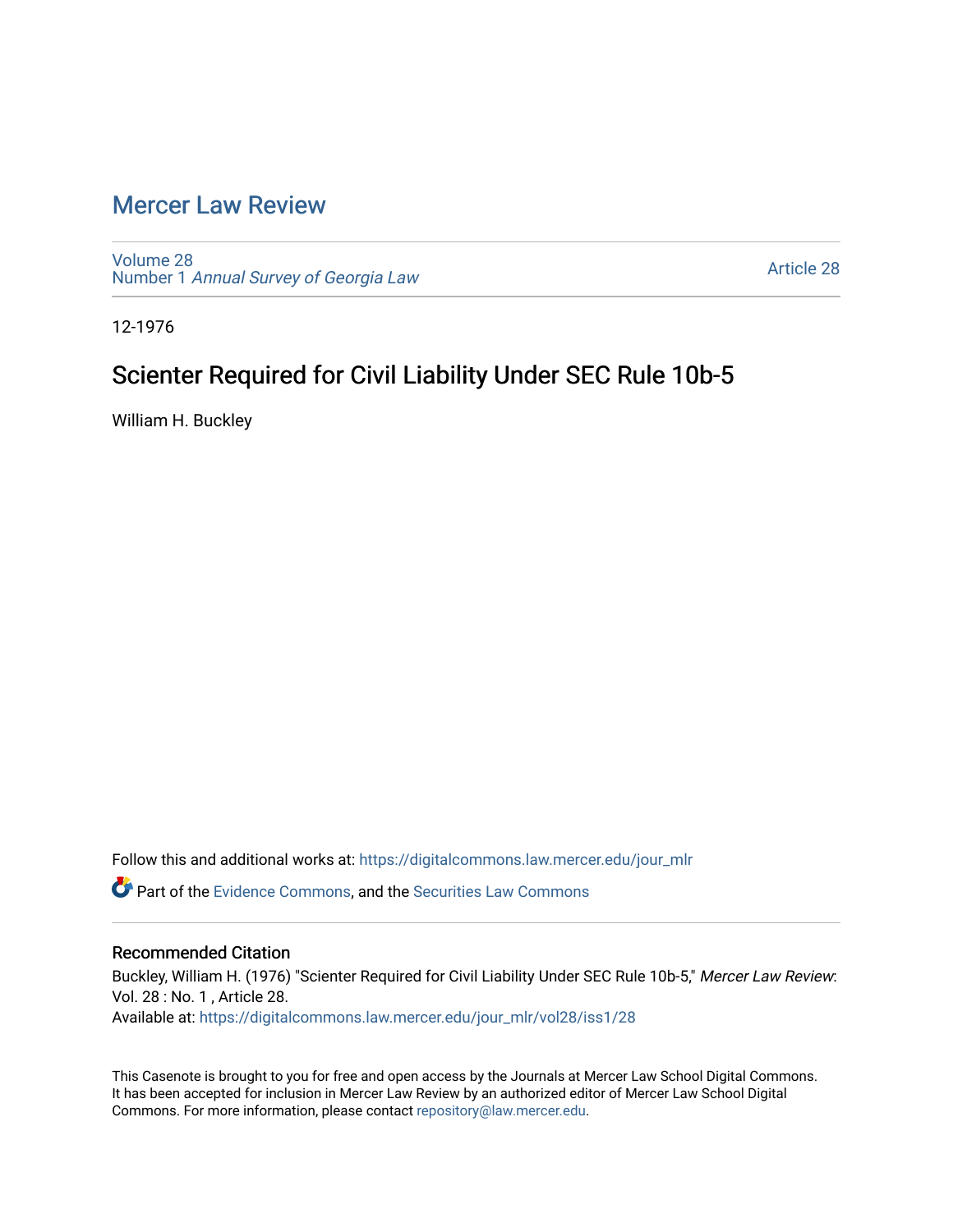# Mercer Law Review

Volume 28
Number 1 *Annual Survey of Georgia Law*

Article 28

12-1976

## Scienter Required for Civil Liability Under SEC Rule 10b-5

William H. Buckley

Follow this and additional works at: https://digitalcommons.law.mercer.edu/jour_mlr

Part of the Evidence Commons, and the Securities Law Commons

### Recommended Citation

Buckley, William H. (1976) "Scienter Required for Civil Liability Under SEC Rule 10b-5," *Mercer Law Review*: Vol. 28 : No. 1 , Article 28.
Available at: https://digitalcommons.law.mercer.edu/jour_mlr/vol28/iss1/28

This Casenote is brought to you for free and open access by the Journals at Mercer Law School Digital Commons. It has been accepted for inclusion in Mercer Law Review by an authorized editor of Mercer Law School Digital Commons. For more information, please contact repository@law.mercer.edu.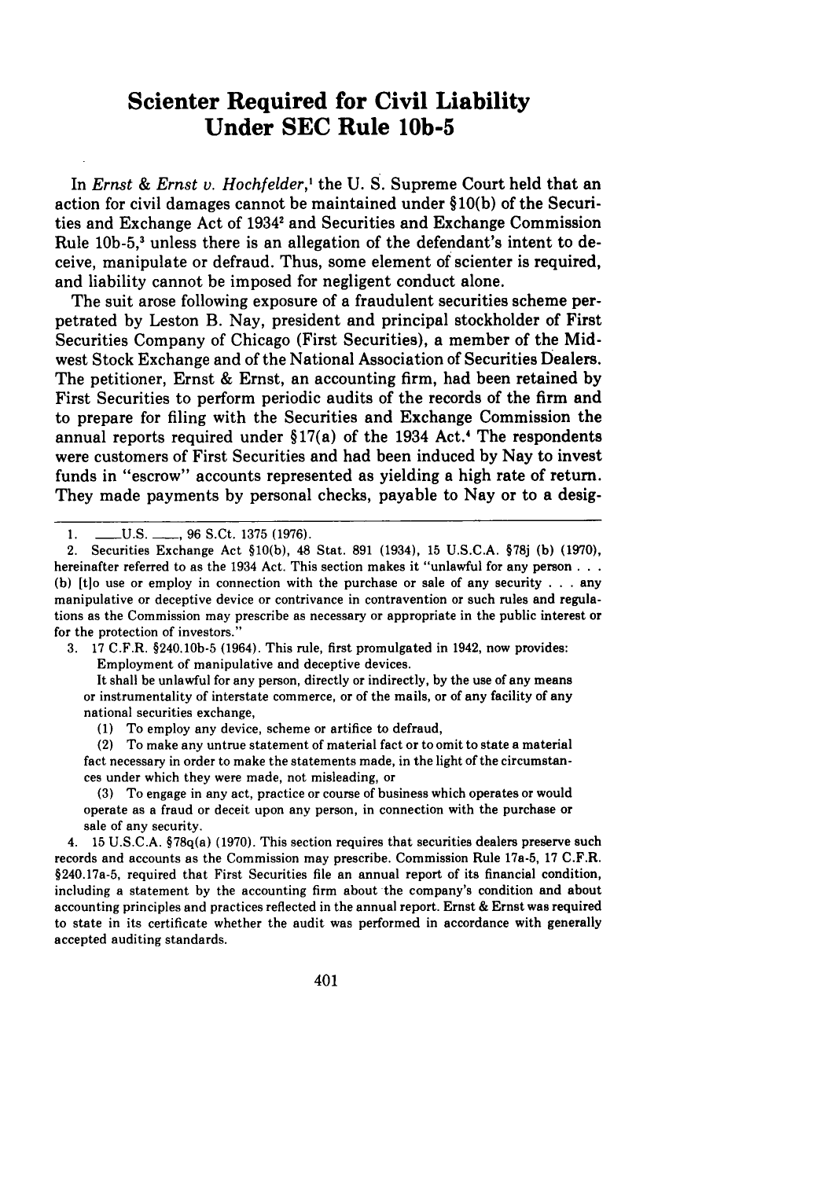# Scienter Required for Civil Liability Under SEC Rule 10b-5

In *Ernst & Ernst v. Hochfelder*,[1] the U. S. Supreme Court held that an action for civil damages cannot be maintained under §10(b) of the Securities and Exchange Act of 1934[2] and Securities and Exchange Commission Rule 10b-5,[3] unless there is an allegation of the defendant's intent to deceive, manipulate or defraud. Thus, some element of scienter is required, and liability cannot be imposed for negligent conduct alone.

The suit arose following exposure of a fraudulent securities scheme perpetrated by Leston B. Nay, president and principal stockholder of First Securities Company of Chicago (First Securities), a member of the Midwest Stock Exchange and of the National Association of Securities Dealers. The petitioner, Ernst & Ernst, an accounting firm, had been retained by First Securities to perform periodic audits of the records of the firm and to prepare for filing with the Securities and Exchange Commission the annual reports required under §17(a) of the 1934 Act.[4] The respondents were customers of First Securities and had been induced by Nay to invest funds in "escrow" accounts represented as yielding a high rate of return. They made payments by personal checks, payable to Nay or to a desig-

---

1. ___U.S. ___, 96 S.Ct. 1375 (1976).

2. Securities Exchange Act §10(b), 48 Stat. 891 (1934), 15 U.S.C.A. §78j (b) (1970), hereinafter referred to as the 1934 Act. This section makes it "unlawful for any person . . . (b) [t]o use or employ in connection with the purchase or sale of any security . . . any manipulative or deceptive device or contrivance in contravention or such rules and regulations as the Commission may prescribe as necessary or appropriate in the public interest or for the protection of investors."

3. 17 C.F.R. §240.10b-5 (1964). This rule, first promulgated in 1942, now provides:

   Employment of manipulative and deceptive devices.

   It shall be unlawful for any person, directly or indirectly, by the use of any means or instrumentality of interstate commerce, or of the mails, or of any facility of any national securities exchange,

   (1) To employ any device, scheme or artifice to defraud,

   (2) To make any untrue statement of material fact or to omit to state a material fact necessary in order to make the statements made, in the light of the circumstances under which they were made, not misleading, or

   (3) To engage in any act, practice or course of business which operates or would operate as a fraud or deceit upon any person, in connection with the purchase or sale of any security.

4. 15 U.S.C.A. §78q(a) (1970). This section requires that securities dealers preserve such records and accounts as the Commission may prescribe. Commission Rule 17a-5, 17 C.F.R. §240.17a-5, required that First Securities file an annual report of its financial condition, including a statement by the accounting firm about the company's condition and about accounting principles and practices reflected in the annual report. Ernst & Ernst was required to state in its certificate whether the audit was performed in accordance with generally accepted auditing standards.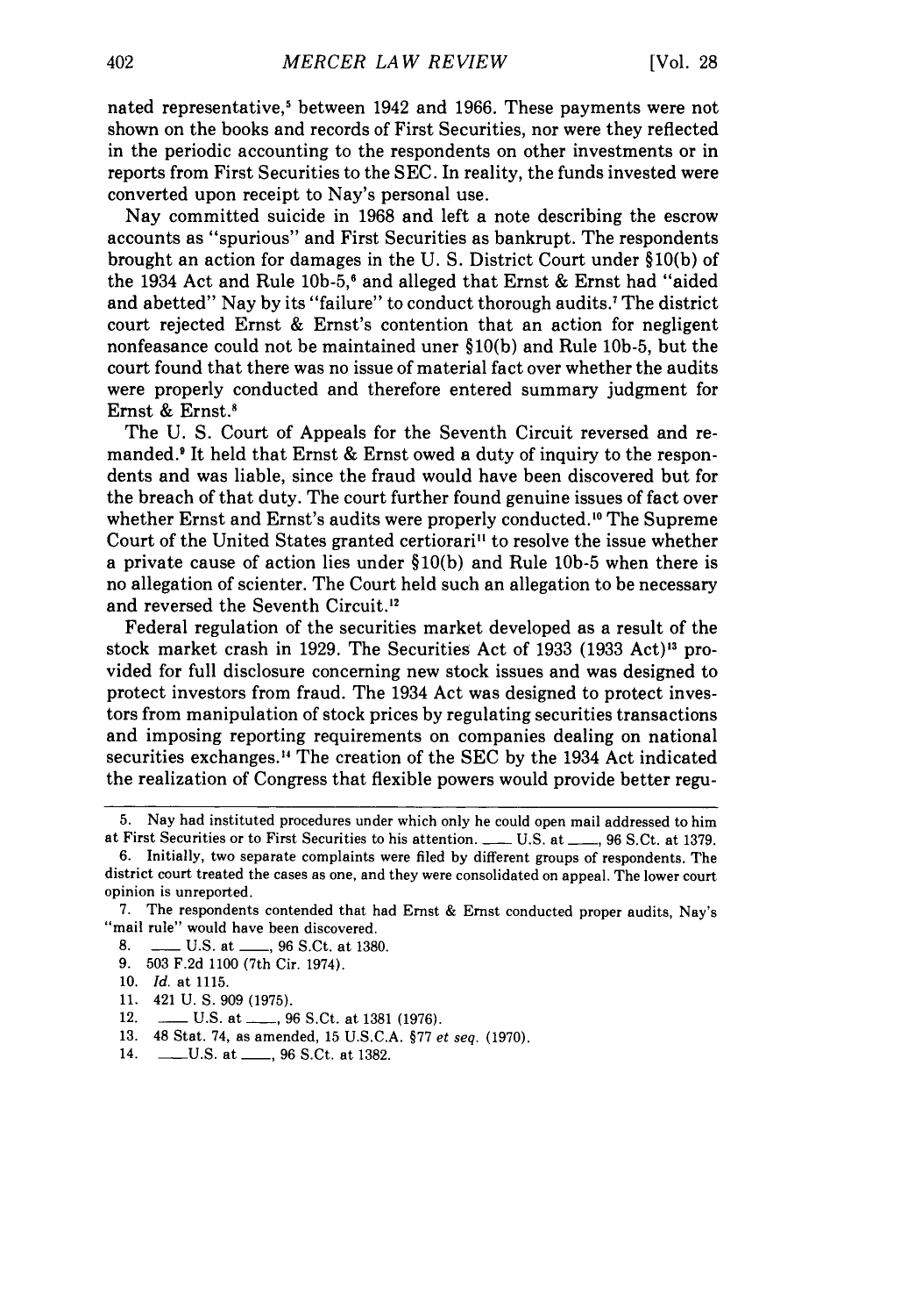nated representative,[5] between 1942 and 1966. These payments were not shown on the books and records of First Securities, nor were they reflected in the periodic accounting to the respondents on other investments or in reports from First Securities to the SEC. In reality, the funds invested were converted upon receipt to Nay's personal use.

Nay committed suicide in 1968 and left a note describing the escrow accounts as "spurious" and First Securities as bankrupt. The respondents brought an action for damages in the U. S. District Court under §10(b) of the 1934 Act and Rule 10b-5,[6] and alleged that Ernst & Ernst had "aided and abetted" Nay by its "failure" to conduct thorough audits.[7] The district court rejected Ernst & Ernst's contention that an action for negligent nonfeasance could not be maintained uner §10(b) and Rule 10b-5, but the court found that there was no issue of material fact over whether the audits were properly conducted and therefore entered summary judgment for Ernst & Ernst.[8]

The U. S. Court of Appeals for the Seventh Circuit reversed and remanded.[9] It held that Ernst & Ernst owed a duty of inquiry to the respondents and was liable, since the fraud would have been discovered but for the breach of that duty. The court further found genuine issues of fact over whether Ernst and Ernst's audits were properly conducted.[10] The Supreme Court of the United States granted certiorari[11] to resolve the issue whether a private cause of action lies under §10(b) and Rule 10b-5 when there is no allegation of scienter. The Court held such an allegation to be necessary and reversed the Seventh Circuit.[12]

Federal regulation of the securities market developed as a result of the stock market crash in 1929. The Securities Act of 1933 (1933 Act)[13] provided for full disclosure concerning new stock issues and was designed to protect investors from fraud. The 1934 Act was designed to protect investors from manipulation of stock prices by regulating securities transactions and imposing reporting requirements on companies dealing on national securities exchanges.[14] The creation of the SEC by the 1934 Act indicated the realization of Congress that flexible powers would provide better regu-

---

5. Nay had instituted procedures under which only he could open mail addressed to him at First Securities or to First Securities to his attention. ___ U.S. at ___, 96 S.Ct. at 1379.

6. Initially, two separate complaints were filed by different groups of respondents. The district court treated the cases as one, and they were consolidated on appeal. The lower court opinion is unreported.

7. The respondents contended that had Ernst & Ernst conducted proper audits, Nay's "mail rule" would have been discovered.

8. ___ U.S. at ___, 96 S.Ct. at 1380.

9. 503 F.2d 1100 (7th Cir. 1974).

10. *Id.* at 1115.

11. 421 U. S. 909 (1975).

12. ___ U.S. at ___, 96 S.Ct. at 1381 (1976).

13. 48 Stat. 74, as amended, 15 U.S.C.A. §77 *et seq.* (1970).

14. ___U.S. at ___, 96 S.Ct. at 1382.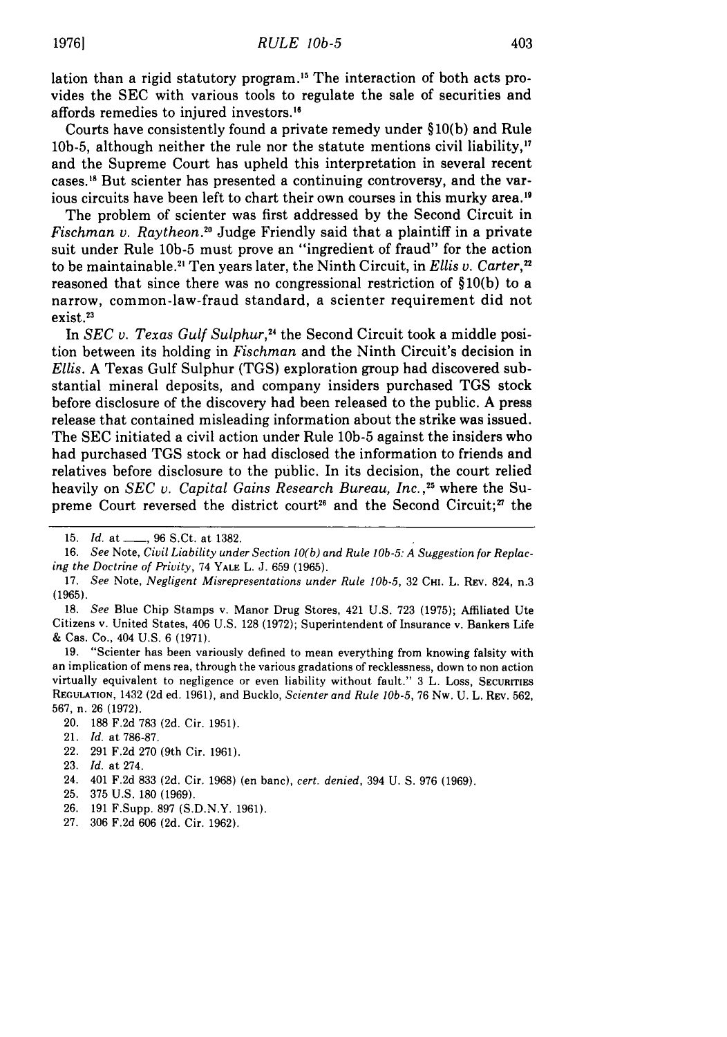lation than a rigid statutory program.[15] The interaction of both acts provides the SEC with various tools to regulate the sale of securities and affords remedies to injured investors.[16]

Courts have consistently found a private remedy under §10(b) and Rule 10b-5, although neither the rule nor the statute mentions civil liability,[17] and the Supreme Court has upheld this interpretation in several recent cases.[18] But scienter has presented a continuing controversy, and the various circuits have been left to chart their own courses in this murky area.[19]

The problem of scienter was first addressed by the Second Circuit in *Fischman v. Raytheon*.[20] Judge Friendly said that a plaintiff in a private suit under Rule 10b-5 must prove an "ingredient of fraud" for the action to be maintainable.[21] Ten years later, the Ninth Circuit, in *Ellis v. Carter*,[22] reasoned that since there was no congressional restriction of §10(b) to a narrow, common-law-fraud standard, a scienter requirement did not exist.[23]

In *SEC v. Texas Gulf Sulphur*,[24] the Second Circuit took a middle position between its holding in *Fischman* and the Ninth Circuit's decision in *Ellis*. A Texas Gulf Sulphur (TGS) exploration group had discovered substantial mineral deposits, and company insiders purchased TGS stock before disclosure of the discovery had been released to the public. A press release that contained misleading information about the strike was issued. The SEC initiated a civil action under Rule 10b-5 against the insiders who had purchased TGS stock or had disclosed the information to friends and relatives before disclosure to the public. In its decision, the court relied heavily on *SEC v. Capital Gains Research Bureau, Inc.*,[25] where the Supreme Court reversed the district court[26] and the Second Circuit;[27] the

---

15. *Id.* at \_\_\_, 96 S.Ct. at 1382.

16. *See* Note, *Civil Liability under Section 10(b) and Rule 10b-5: A Suggestion for Replacing the Doctrine of Privity*, 74 YALE L. J. 659 (1965).

17. *See* Note, *Negligent Misrepresentations under Rule 10b-5*, 32 CHI. L. REV. 824, n.3 (1965).

18. *See* Blue Chip Stamps v. Manor Drug Stores, 421 U.S. 723 (1975); Affiliated Ute Citizens v. United States, 406 U.S. 128 (1972); Superintendent of Insurance v. Bankers Life & Cas. Co., 404 U.S. 6 (1971).

19. "Scienter has been variously defined to mean everything from knowing falsity with an implication of mens rea, through the various gradations of recklessness, down to non action virtually equivalent to negligence or even liability without fault." 3 L. Loss, SECURITIES REGULATION, 1432 (2d ed. 1961), and Bucklo, *Scienter and Rule 10b-5*, 76 NW. U. L. REV. 562, 567, n. 26 (1972).

20. 188 F.2d 783 (2d. Cir. 1951).

21. *Id.* at 786-87.

22. 291 F.2d 270 (9th Cir. 1961).

23. *Id.* at 274.

24. 401 F.2d 833 (2d. Cir. 1968) (en banc), *cert. denied*, 394 U. S. 976 (1969).

25. 375 U.S. 180 (1969).

26. 191 F.Supp. 897 (S.D.N.Y. 1961).

27. 306 F.2d 606 (2d. Cir. 1962).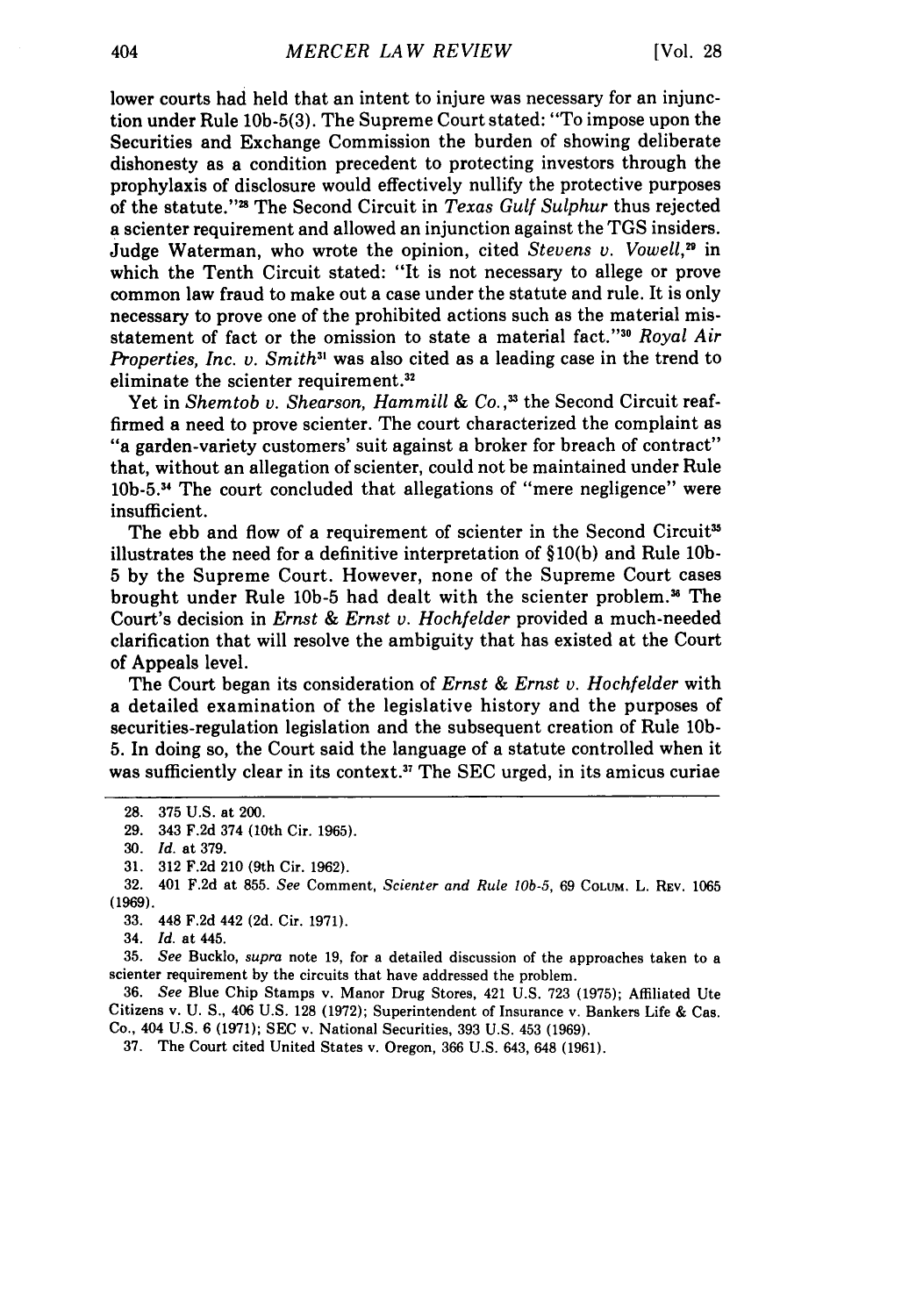lower courts had held that an intent to injure was necessary for an injunction under Rule 10b-5(3). The Supreme Court stated: "To impose upon the Securities and Exchange Commission the burden of showing deliberate dishonesty as a condition precedent to protecting investors through the prophylaxis of disclosure would effectively nullify the protective purposes of the statute."[28] The Second Circuit in *Texas Gulf Sulphur* thus rejected a scienter requirement and allowed an injunction against the TGS insiders. Judge Waterman, who wrote the opinion, cited *Stevens v. Vowell*,[29] in which the Tenth Circuit stated: "It is not necessary to allege or prove common law fraud to make out a case under the statute and rule. It is only necessary to prove one of the prohibited actions such as the material misstatement of fact or the omission to state a material fact."[30] *Royal Air Properties, Inc. v. Smith*[31] was also cited as a leading case in the trend to eliminate the scienter requirement.[32]

Yet in *Shemtob v. Shearson, Hammill & Co.*,[33] the Second Circuit reaffirmed a need to prove scienter. The court characterized the complaint as "a garden-variety customers' suit against a broker for breach of contract" that, without an allegation of scienter, could not be maintained under Rule 10b-5.[34] The court concluded that allegations of "mere negligence" were insufficient.

The ebb and flow of a requirement of scienter in the Second Circuit[35] illustrates the need for a definitive interpretation of §10(b) and Rule 10b-5 by the Supreme Court. However, none of the Supreme Court cases brought under Rule 10b-5 had dealt with the scienter problem.[36] The Court's decision in *Ernst & Ernst v. Hochfelder* provided a much-needed clarification that will resolve the ambiguity that has existed at the Court of Appeals level.

The Court began its consideration of *Ernst & Ernst v. Hochfelder* with a detailed examination of the legislative history and the purposes of securities-regulation legislation and the subsequent creation of Rule 10b-5. In doing so, the Court said the language of a statute controlled when it was sufficiently clear in its context.[37] The SEC urged, in its amicus curiae

---

28. 375 U.S. at 200.
29. 343 F.2d 374 (10th Cir. 1965).
30. *Id.* at 379.
31. 312 F.2d 210 (9th Cir. 1962).
32. 401 F.2d at 855. *See* Comment, *Scienter and Rule 10b-5*, 69 COLUM. L. REV. 1065 (1969).
33. 448 F.2d 442 (2d. Cir. 1971).
34. *Id.* at 445.
35. *See* Bucklo, *supra* note 19, for a detailed discussion of the approaches taken to a scienter requirement by the circuits that have addressed the problem.
36. *See* Blue Chip Stamps v. Manor Drug Stores, 421 U.S. 723 (1975); Affiliated Ute Citizens v. U. S., 406 U.S. 128 (1972); Superintendent of Insurance v. Bankers Life & Cas. Co., 404 U.S. 6 (1971); SEC v. National Securities, 393 U.S. 453 (1969).
37. The Court cited United States v. Oregon, 366 U.S. 643, 648 (1961).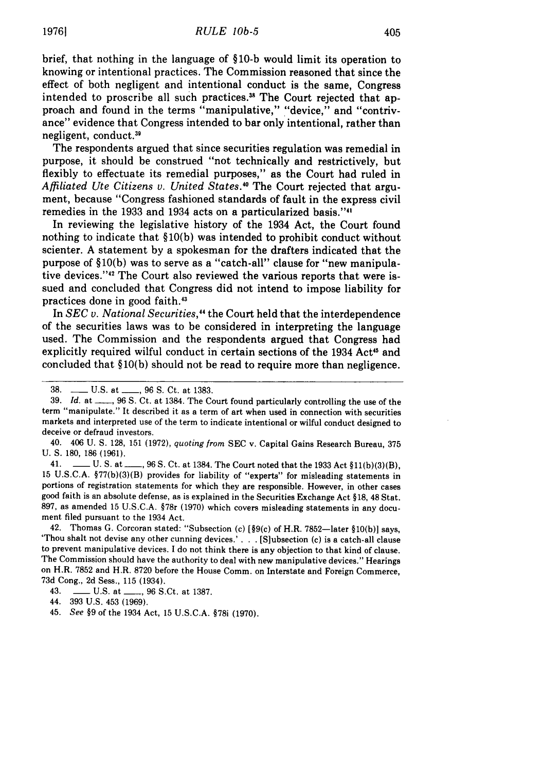brief, that nothing in the language of §10-b would limit its operation to knowing or intentional practices. The Commission reasoned that since the effect of both negligent and intentional conduct is the same, Congress intended to proscribe all such practices.[38] The Court rejected that approach and found in the terms "manipulative," "device," and "contrivance" evidence that Congress intended to bar only intentional, rather than negligent, conduct.[39]

The respondents argued that since securities regulation was remedial in purpose, it should be construed "not technically and restrictively, but flexibly to effectuate its remedial purposes," as the Court had ruled in *Affiliated Ute Citizens v. United States*.[40] The Court rejected that argument, because "Congress fashioned standards of fault in the express civil remedies in the 1933 and 1934 acts on a particularized basis."[41]

In reviewing the legislative history of the 1934 Act, the Court found nothing to indicate that §10(b) was intended to prohibit conduct without scienter. A statement by a spokesman for the drafters indicated that the purpose of §10(b) was to serve as a "catch-all" clause for "new manipulative devices."[42] The Court also reviewed the various reports that were issued and concluded that Congress did not intend to impose liability for practices done in good faith.[43]

In *SEC v. National Securities*,[44] the Court held that the interdependence of the securities laws was to be considered in interpreting the language used. The Commission and the respondents argued that Congress had explicitly required wilful conduct in certain sections of the 1934 Act[45] and concluded that §10(b) should not be read to require more than negligence.

---

38. ___ U.S. at ___, 96 S. Ct. at 1383.

39. *Id.* at ___, 96 S. Ct. at 1384. The Court found particularly controlling the use of the term "manipulate." It described it as a term of art when used in connection with securities markets and interpreted use of the term to indicate intentional or wilful conduct designed to deceive or defraud investors.

40. 406 U. S. 128, 151 (1972), *quoting from* SEC v. Capital Gains Research Bureau, 375 U. S. 180, 186 (1961).

41. ___ U. S. at ___, 96 S. Ct. at 1384. The Court noted that the 1933 Act §11(b)(3)(B), 15 U.S.C.A. §77(b)(3)(B) provides for liability of "experts" for misleading statements in portions of registration statements for which they are responsible. However, in other cases good faith is an absolute defense, as is explained in the Securities Exchange Act §18, 48 Stat. 897, as amended 15 U.S.C.A. §78r (1970) which covers misleading statements in any document filed pursuant to the 1934 Act.

42. Thomas G. Corcoran stated: "Subsection (c) [§9(c) of H.R. 7852—later §10(b)] says, 'Thou shalt not devise any other cunning devices.' . . . [S]ubsection (c) is a catch-all clause to prevent manipulative devices. I do not think there is any objection to that kind of clause. The Commission should have the authority to deal with new manipulative devices." Hearings on H.R. 7852 and H.R. 8720 before the House Comm. on Interstate and Foreign Commerce, 73d Cong., 2d Sess., 115 (1934).

43. ___ U.S. at ___, 96 S.Ct. at 1387.

44. 393 U.S. 453 (1969).

45. *See* §9 of the 1934 Act, 15 U.S.C.A. §78i (1970).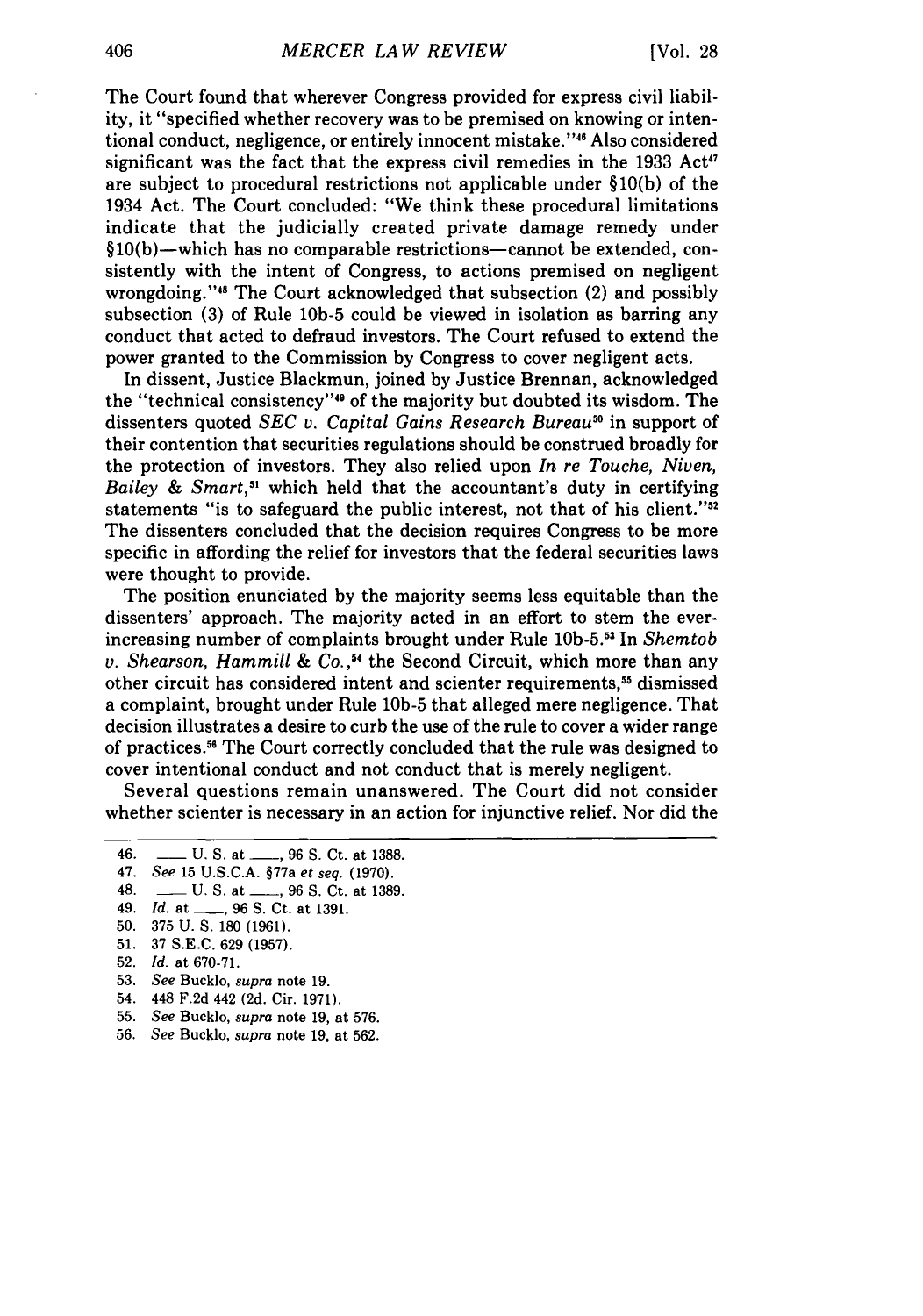The Court found that wherever Congress provided for express civil liability, it "specified whether recovery was to be premised on knowing or intentional conduct, negligence, or entirely innocent mistake."[46] Also considered significant was the fact that the express civil remedies in the 1933 Act[47] are subject to procedural restrictions not applicable under §10(b) of the 1934 Act. The Court concluded: "We think these procedural limitations indicate that the judicially created private damage remedy under §10(b)—which has no comparable restrictions—cannot be extended, consistently with the intent of Congress, to actions premised on negligent wrongdoing."[48] The Court acknowledged that subsection (2) and possibly subsection (3) of Rule 10b-5 could be viewed in isolation as barring any conduct that acted to defraud investors. The Court refused to extend the power granted to the Commission by Congress to cover negligent acts.

In dissent, Justice Blackmun, joined by Justice Brennan, acknowledged the "technical consistency"[49] of the majority but doubted its wisdom. The dissenters quoted *SEC v. Capital Gains Research Bureau*[50] in support of their contention that securities regulations should be construed broadly for the protection of investors. They also relied upon *In re Touche, Niven, Bailey & Smart*,[51] which held that the accountant's duty in certifying statements "is to safeguard the public interest, not that of his client."[52] The dissenters concluded that the decision requires Congress to be more specific in affording the relief for investors that the federal securities laws were thought to provide.

The position enunciated by the majority seems less equitable than the dissenters' approach. The majority acted in an effort to stem the ever-increasing number of complaints brought under Rule 10b-5.[53] In *Shemtob v. Shearson, Hammill & Co.*,[54] the Second Circuit, which more than any other circuit has considered intent and scienter requirements,[55] dismissed a complaint, brought under Rule 10b-5 that alleged mere negligence. That decision illustrates a desire to curb the use of the rule to cover a wider range of practices.[56] The Court correctly concluded that the rule was designed to cover intentional conduct and not conduct that is merely negligent.

Several questions remain unanswered. The Court did not consider whether scienter is necessary in an action for injunctive relief. Nor did the

---

46. ___ U. S. at ___, 96 S. Ct. at 1388.
47. *See* 15 U.S.C.A. §77a *et seq.* (1970).
48. ___ U. S. at ___, 96 S. Ct. at 1389.
49. *Id.* at ___, 96 S. Ct. at 1391.
50. 375 U. S. 180 (1961).
51. 37 S.E.C. 629 (1957).
52. *Id.* at 670-71.
53. *See* Bucklo, *supra* note 19.
54. 448 F.2d 442 (2d. Cir. 1971).
55. *See* Bucklo, *supra* note 19, at 576.
56. *See* Bucklo, *supra* note 19, at 562.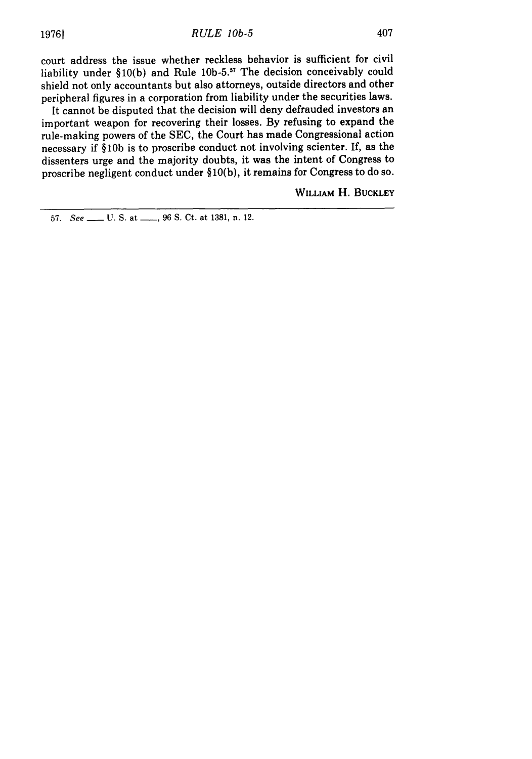court address the issue whether reckless behavior is sufficient for civil liability under §10(b) and Rule 10b-5.[57] The decision conceivably could shield not only accountants but also attorneys, outside directors and other peripheral figures in a corporation from liability under the securities laws.

It cannot be disputed that the decision will deny defrauded investors an important weapon for recovering their losses. By refusing to expand the rule-making powers of the SEC, the Court has made Congressional action necessary if §10b is to proscribe conduct not involving scienter. If, as the dissenters urge and the majority doubts, it was the intent of Congress to proscribe negligent conduct under §10(b), it remains for Congress to do so.

WILLIAM H. BUCKLEY

---

57. *See* ___ U. S. at ___, 96 S. Ct. at 1381, n. 12.